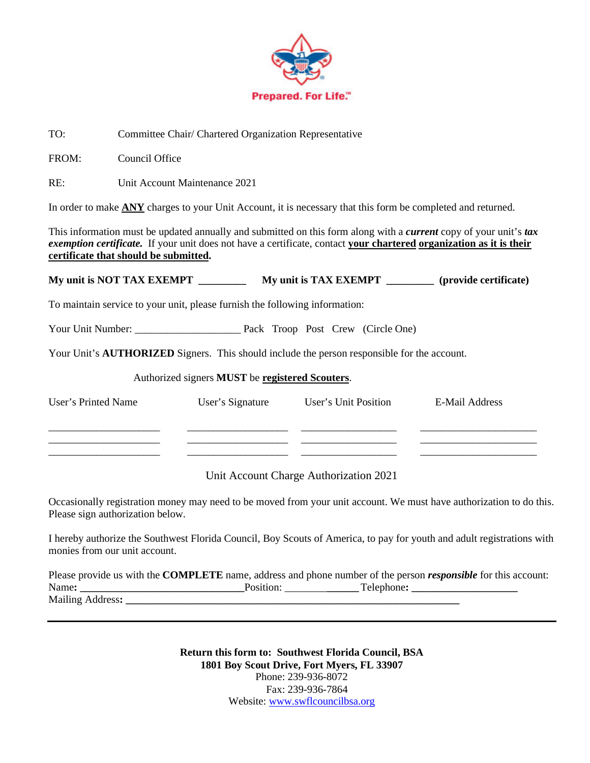Prepared. For Life.™

TO: Committee Chair/ Chartered Organization Representative

FROM: Council Office

RE: Unit Account Maintenance 2021

In order to make **ANY** charges to your Unit Account, it is necessary that this form be completed and returned.

This information must be updated annually and submitted on this form along with a ***current*** copy of your unit's ***tax exemption certificate.*** If your unit does not have a certificate, contact **your chartered organization as it is their certificate that should be submitted.**

**My unit is NOT TAX EXEMPT _________ My unit is TAX EXEMPT _________ (provide certificate)**

To maintain service to your unit, please furnish the following information:

Your Unit Number: ____________________ Pack Troop Post Crew (Circle One)

Your Unit's **AUTHORIZED** Signers. This should include the person responsible for the account.

Authorized signers **MUST** be **registered Scouters**.

| User's Printed Name | User's Signature | User's Unit Position | E-Mail Address |
|---|---|---|---|
| ____________________ | __________________ | _________________ | _____________________ |
| ____________________ | __________________ | _________________ | _____________________ |
| ____________________ | __________________ | _________________ | _____________________ |

Unit Account Charge Authorization 2021

Occasionally registration money may need to be moved from your unit account. We must have authorization to do this. Please sign authorization below.

I hereby authorize the Southwest Florida Council, Boy Scouts of America, to pay for youth and adult registrations with monies from our unit account.

Please provide us with the **COMPLETE** name, address and phone number of the person ***responsible*** for this account:
Name**:** ______________________________Position: _____________ Telephone**:** ___________________
Mailing Address**:** ____________________________________________________________

---

**Return this form to: Southwest Florida Council, BSA**
**1801 Boy Scout Drive, Fort Myers, FL 33907**
Phone: 239-936-8072
Fax: 239-936-7864
Website: www.swflcouncilbsa.org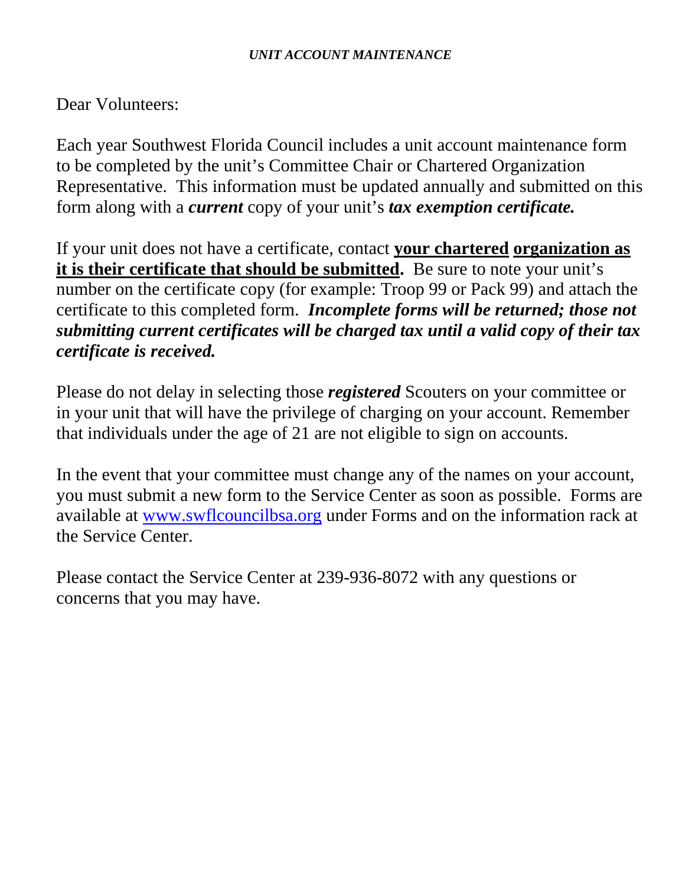***UNIT ACCOUNT MAINTENANCE***

Dear Volunteers:

Each year Southwest Florida Council includes a unit account maintenance form to be completed by the unit's Committee Chair or Chartered Organization Representative. This information must be updated annually and submitted on this form along with a ***current*** copy of your unit's ***tax exemption certificate.***

If your unit does not have a certificate, contact **your chartered organization as it is their certificate that should be submitted.** Be sure to note your unit's number on the certificate copy (for example: Troop 99 or Pack 99) and attach the certificate to this completed form. ***Incomplete forms will be returned; those not submitting current certificates will be charged tax until a valid copy of their tax certificate is received.***

Please do not delay in selecting those ***registered*** Scouters on your committee or in your unit that will have the privilege of charging on your account. Remember that individuals under the age of 21 are not eligible to sign on accounts.

In the event that your committee must change any of the names on your account, you must submit a new form to the Service Center as soon as possible. Forms are available at [www.swflcouncilbsa.org](http://www.swflcouncilbsa.org) under Forms and on the information rack at the Service Center.

Please contact the Service Center at 239-936-8072 with any questions or concerns that you may have.